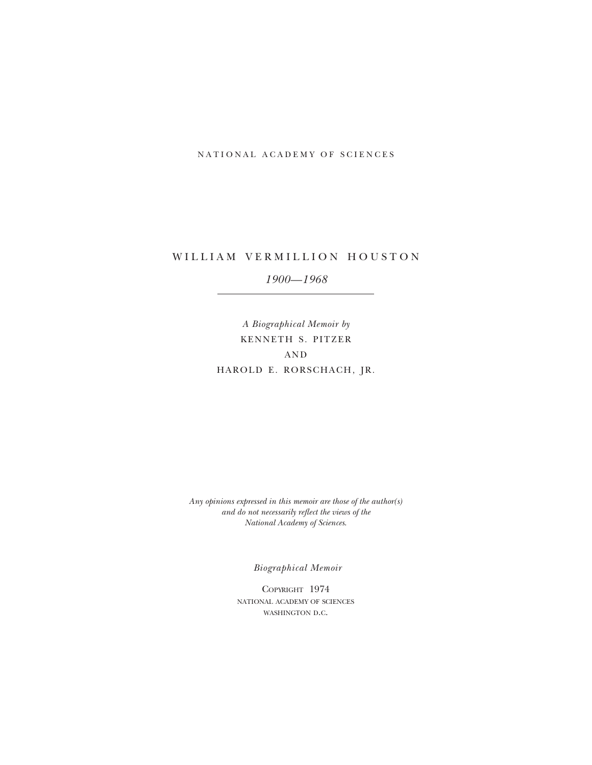NATIONAL ACADEMY OF SCIENCES

# WILLIAM VERMILLION HOUSTON

*1900—1968*

---

*A Biographical Memoir by*

KENNETH S. PITZER

AND

HAROLD E. RORSCHACH, JR.

*Any opinions expressed in this memoir are those of the author(s) and do not necessarily reflect the views of the National Academy of Sciences.*

*Biographical Memoir*

COPYRIGHT 1974
NATIONAL ACADEMY OF SCIENCES
WASHINGTON D.C.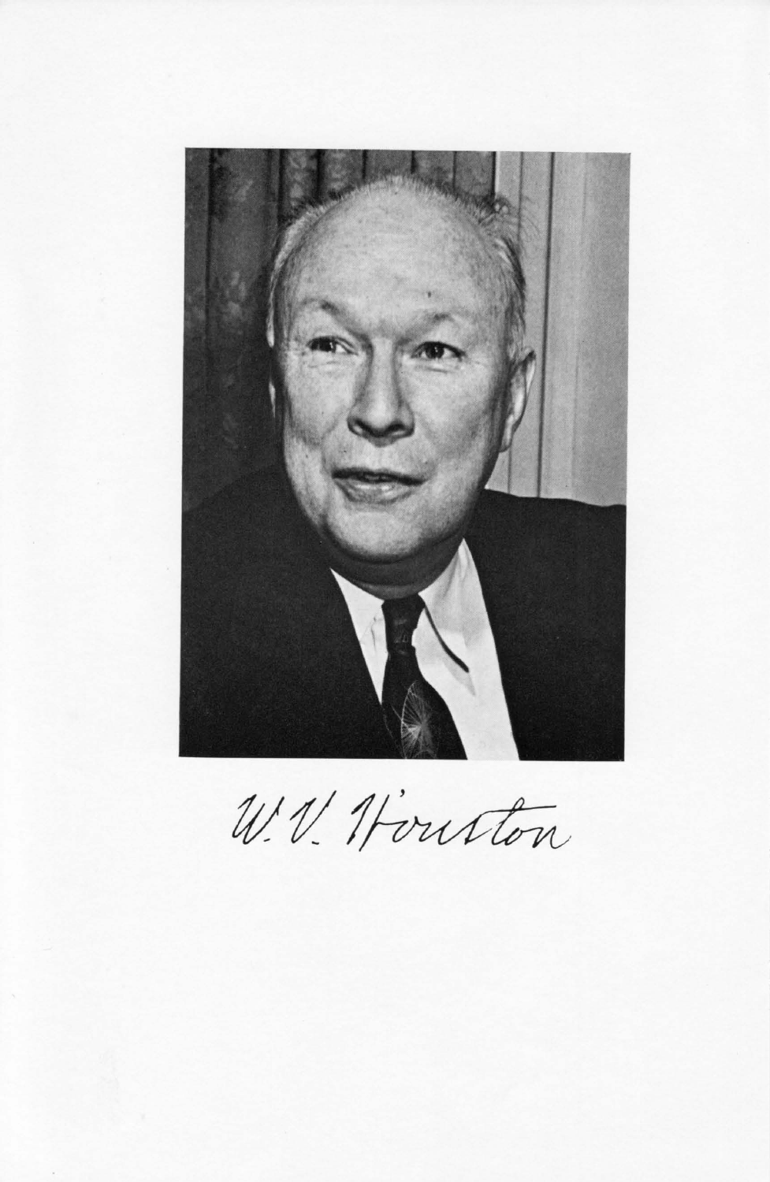W. V. Houston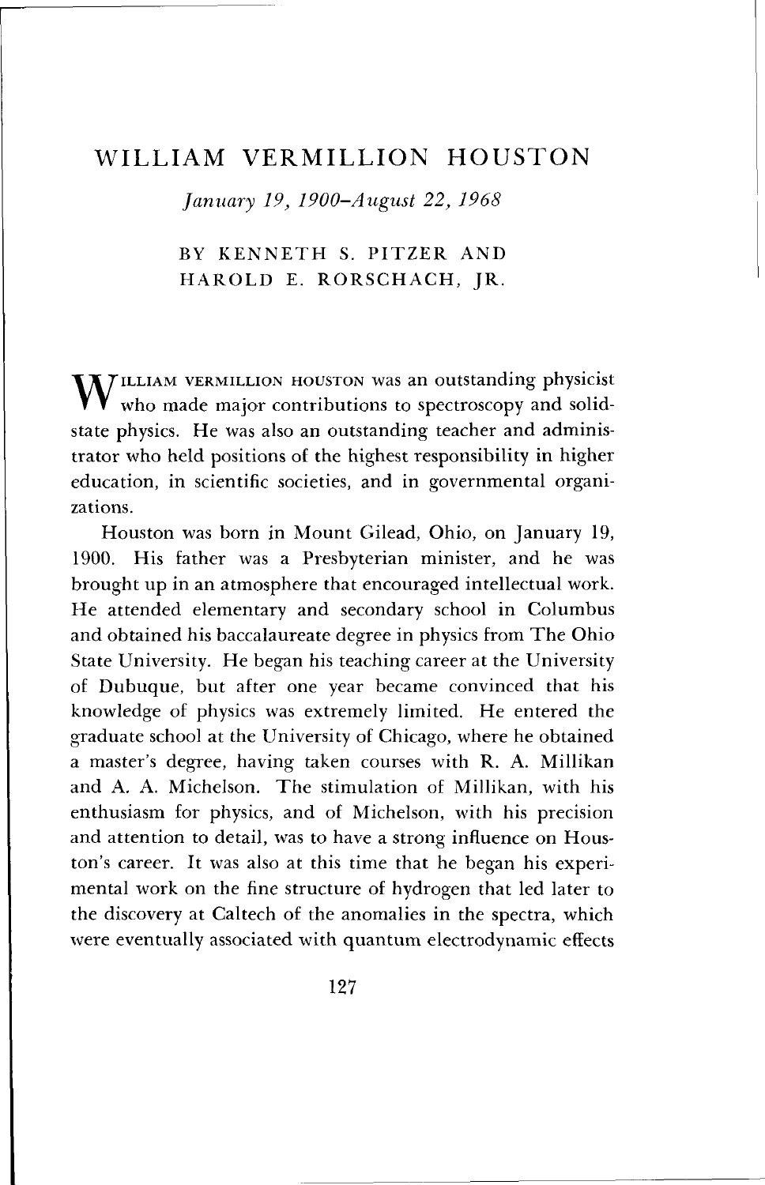# WILLIAM VERMILLION HOUSTON

*January 19, 1900–August 22, 1968*

BY KENNETH S. PITZER AND HAROLD E. RORSCHACH, JR.

WILLIAM VERMILLION HOUSTON was an outstanding physicist who made major contributions to spectroscopy and solid-state physics. He was also an outstanding teacher and administrator who held positions of the highest responsibility in higher education, in scientific societies, and in governmental organizations.

Houston was born in Mount Gilead, Ohio, on January 19, 1900. His father was a Presbyterian minister, and he was brought up in an atmosphere that encouraged intellectual work. He attended elementary and secondary school in Columbus and obtained his baccalaureate degree in physics from The Ohio State University. He began his teaching career at the University of Dubuque, but after one year became convinced that his knowledge of physics was extremely limited. He entered the graduate school at the University of Chicago, where he obtained a master's degree, having taken courses with R. A. Millikan and A. A. Michelson. The stimulation of Millikan, with his enthusiasm for physics, and of Michelson, with his precision and attention to detail, was to have a strong influence on Houston's career. It was also at this time that he began his experimental work on the fine structure of hydrogen that led later to the discovery at Caltech of the anomalies in the spectra, which were eventually associated with quantum electrodynamic effects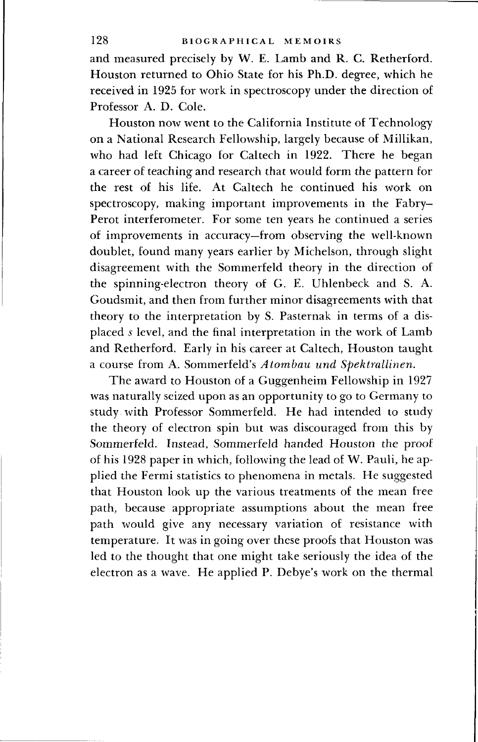and measured precisely by W. E. Lamb and R. C. Retherford. Houston returned to Ohio State for his Ph.D. degree, which he received in 1925 for work in spectroscopy under the direction of Professor A. D. Cole.

Houston now went to the California Institute of Technology on a National Research Fellowship, largely because of Millikan, who had left Chicago for Caltech in 1922. There he began a career of teaching and research that would form the pattern for the rest of his life. At Caltech he continued his work on spectroscopy, making important improvements in the Fabry–Perot interferometer. For some ten years he continued a series of improvements in accuracy—from observing the well-known doublet, found many years earlier by Michelson, through slight disagreement with the Sommerfeld theory in the direction of the spinning-electron theory of G. E. Uhlenbeck and S. A. Goudsmit, and then from further minor disagreements with that theory to the interpretation by S. Pasternak in terms of a displaced *s* level, and the final interpretation in the work of Lamb and Retherford. Early in his career at Caltech, Houston taught a course from A. Sommerfeld's *Atombau und Spektrallinen.*

The award to Houston of a Guggenheim Fellowship in 1927 was naturally seized upon as an opportunity to go to Germany to study with Professor Sommerfeld. He had intended to study the theory of electron spin but was discouraged from this by Sommerfeld. Instead, Sommerfeld handed Houston the proof of his 1928 paper in which, following the lead of W. Pauli, he applied the Fermi statistics to phenomena in metals. He suggested that Houston look up the various treatments of the mean free path, because appropriate assumptions about the mean free path would give any necessary variation of resistance with temperature. It was in going over these proofs that Houston was led to the thought that one might take seriously the idea of the electron as a wave. He applied P. Debye's work on the thermal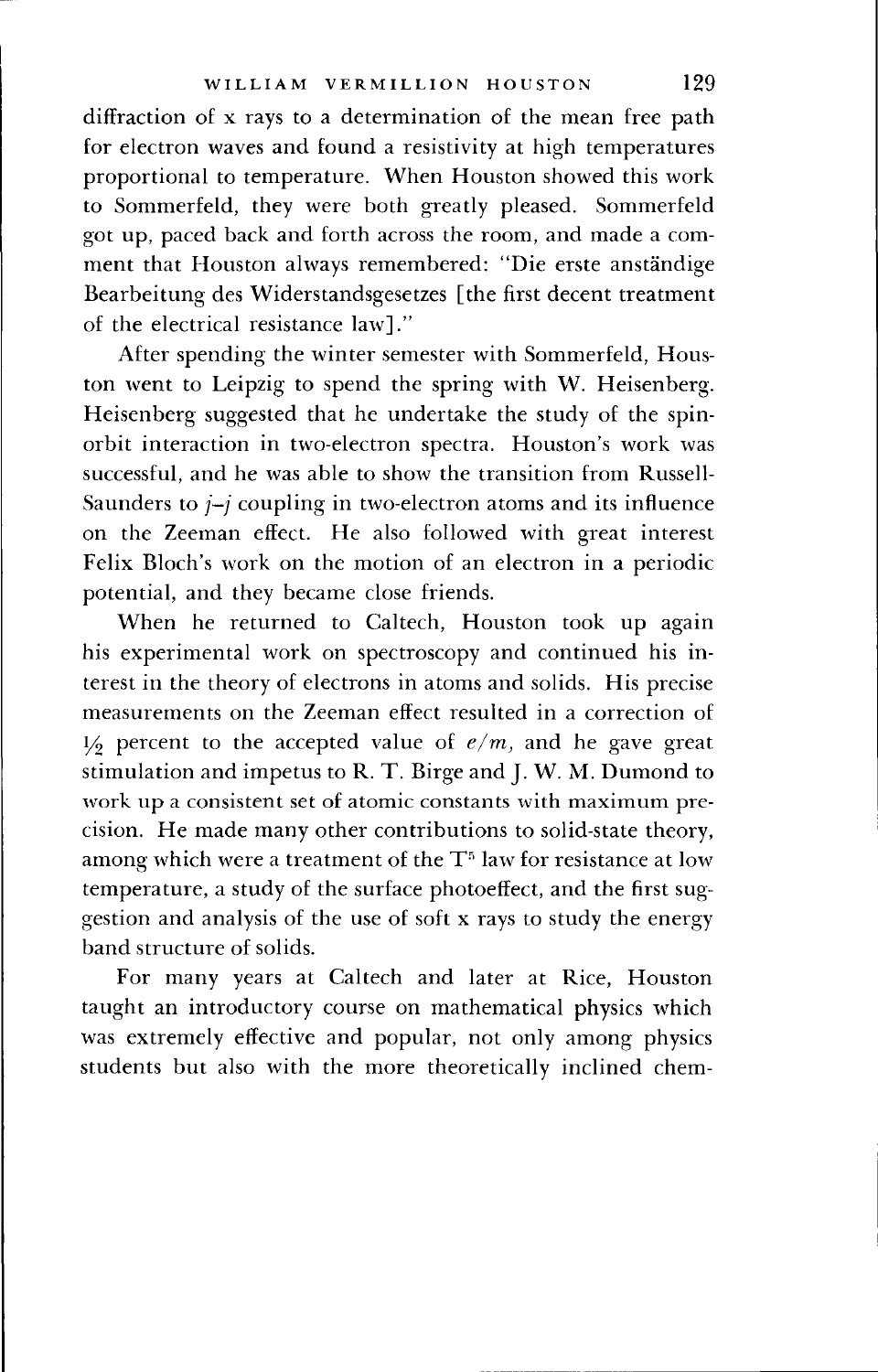diffraction of x rays to a determination of the mean free path for electron waves and found a resistivity at high temperatures proportional to temperature. When Houston showed this work to Sommerfeld, they were both greatly pleased. Sommerfeld got up, paced back and forth across the room, and made a comment that Houston always remembered: "Die erste anständige Bearbeitung des Widerstandsgesetzes [the first decent treatment of the electrical resistance law]."

After spending the winter semester with Sommerfeld, Houston went to Leipzig to spend the spring with W. Heisenberg. Heisenberg suggested that he undertake the study of the spin-orbit interaction in two-electron spectra. Houston's work was successful, and he was able to show the transition from Russell-Saunders to $j$–$j$ coupling in two-electron atoms and its influence on the Zeeman effect. He also followed with great interest Felix Bloch's work on the motion of an electron in a periodic potential, and they became close friends.

When he returned to Caltech, Houston took up again his experimental work on spectroscopy and continued his interest in the theory of electrons in atoms and solids. His precise measurements on the Zeeman effect resulted in a correction of $\frac{1}{2}$ percent to the accepted value of $e/m$, and he gave great stimulation and impetus to R. T. Birge and J. W. M. Dumond to work up a consistent set of atomic constants with maximum precision. He made many other contributions to solid-state theory, among which were a treatment of the $T^5$ law for resistance at low temperature, a study of the surface photoeffect, and the first suggestion and analysis of the use of soft x rays to study the energy band structure of solids.

For many years at Caltech and later at Rice, Houston taught an introductory course on mathematical physics which was extremely effective and popular, not only among physics students but also with the more theoretically inclined chem-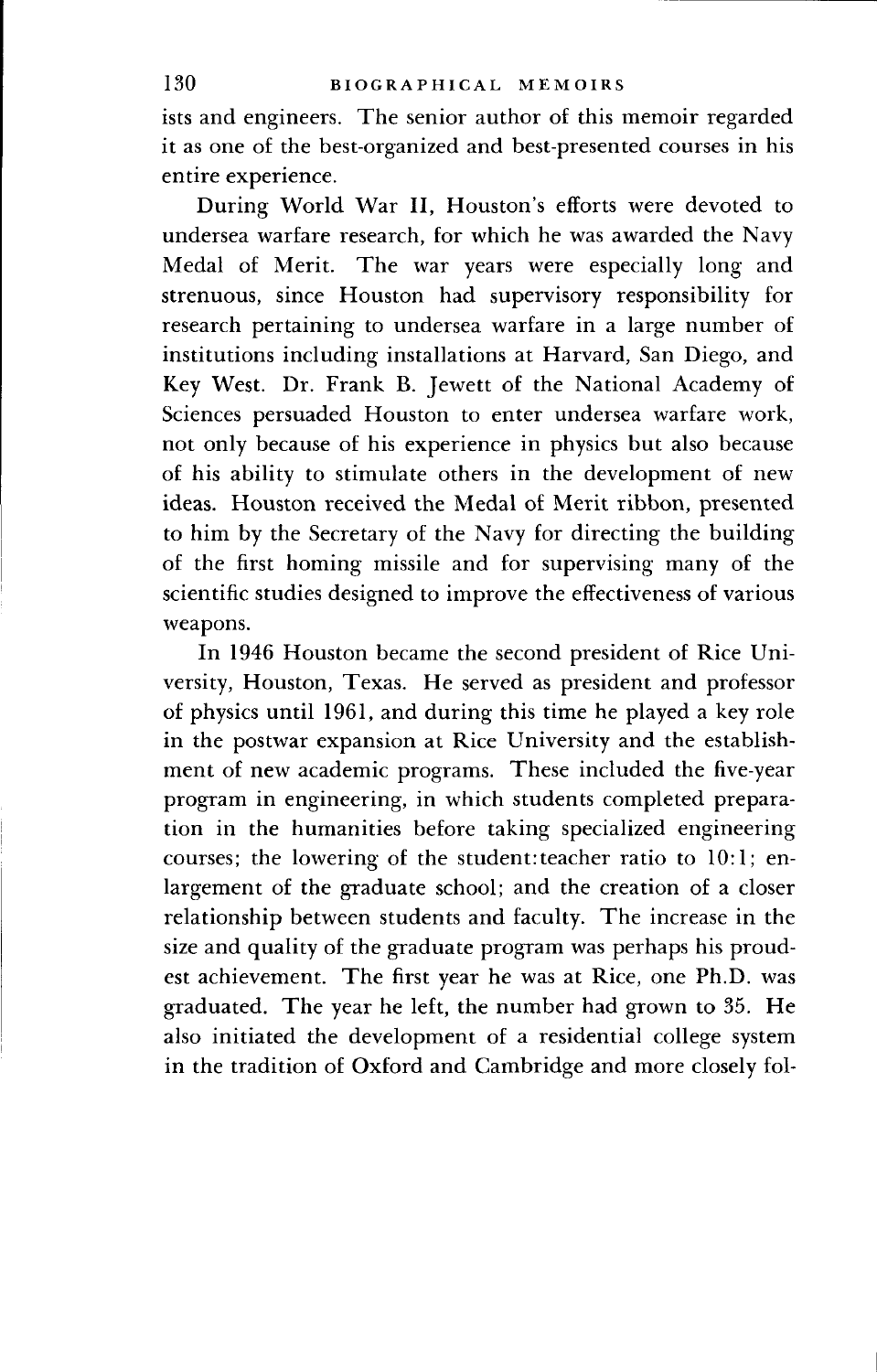ists and engineers. The senior author of this memoir regarded it as one of the best-organized and best-presented courses in his entire experience.

During World War II, Houston's efforts were devoted to undersea warfare research, for which he was awarded the Navy Medal of Merit. The war years were especially long and strenuous, since Houston had supervisory responsibility for research pertaining to undersea warfare in a large number of institutions including installations at Harvard, San Diego, and Key West. Dr. Frank B. Jewett of the National Academy of Sciences persuaded Houston to enter undersea warfare work, not only because of his experience in physics but also because of his ability to stimulate others in the development of new ideas. Houston received the Medal of Merit ribbon, presented to him by the Secretary of the Navy for directing the building of the first homing missile and for supervising many of the scientific studies designed to improve the effectiveness of various weapons.

In 1946 Houston became the second president of Rice University, Houston, Texas. He served as president and professor of physics until 1961, and during this time he played a key role in the postwar expansion at Rice University and the establishment of new academic programs. These included the five-year program in engineering, in which students completed preparation in the humanities before taking specialized engineering courses; the lowering of the student:teacher ratio to 10:1; enlargement of the graduate school; and the creation of a closer relationship between students and faculty. The increase in the size and quality of the graduate program was perhaps his proudest achievement. The first year he was at Rice, one Ph.D. was graduated. The year he left, the number had grown to 35. He also initiated the development of a residential college system in the tradition of Oxford and Cambridge and more closely fol-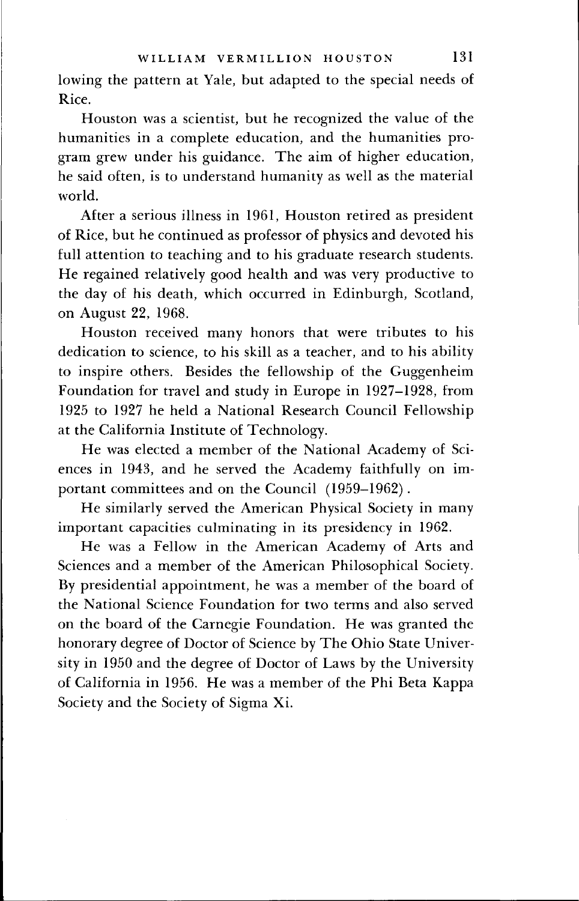lowing the pattern at Yale, but adapted to the special needs of Rice.

Houston was a scientist, but he recognized the value of the humanities in a complete education, and the humanities program grew under his guidance. The aim of higher education, he said often, is to understand humanity as well as the material world.

After a serious illness in 1961, Houston retired as president of Rice, but he continued as professor of physics and devoted his full attention to teaching and to his graduate research students. He regained relatively good health and was very productive to the day of his death, which occurred in Edinburgh, Scotland, on August 22, 1968.

Houston received many honors that were tributes to his dedication to science, to his skill as a teacher, and to his ability to inspire others. Besides the fellowship of the Guggenheim Foundation for travel and study in Europe in 1927–1928, from 1925 to 1927 he held a National Research Council Fellowship at the California Institute of Technology.

He was elected a member of the National Academy of Sciences in 1943, and he served the Academy faithfully on important committees and on the Council (1959–1962).

He similarly served the American Physical Society in many important capacities culminating in its presidency in 1962.

He was a Fellow in the American Academy of Arts and Sciences and a member of the American Philosophical Society. By presidential appointment, he was a member of the board of the National Science Foundation for two terms and also served on the board of the Carnegie Foundation. He was granted the honorary degree of Doctor of Science by The Ohio State University in 1950 and the degree of Doctor of Laws by the University of California in 1956. He was a member of the Phi Beta Kappa Society and the Society of Sigma Xi.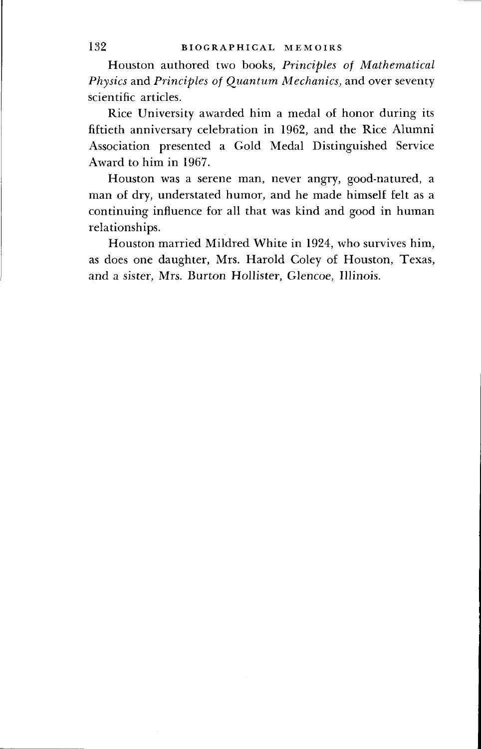Houston authored two books, *Principles of Mathematical Physics* and *Principles of Quantum Mechanics,* and over seventy scientific articles.

Rice University awarded him a medal of honor during its fiftieth anniversary celebration in 1962, and the Rice Alumni Association presented a Gold Medal Distinguished Service Award to him in 1967.

Houston was a serene man, never angry, good-natured, a man of dry, understated humor, and he made himself felt as a continuing influence for all that was kind and good in human relationships.

Houston married Mildred White in 1924, who survives him, as does one daughter, Mrs. Harold Coley of Houston, Texas, and a sister, Mrs. Burton Hollister, Glencoe, Illinois.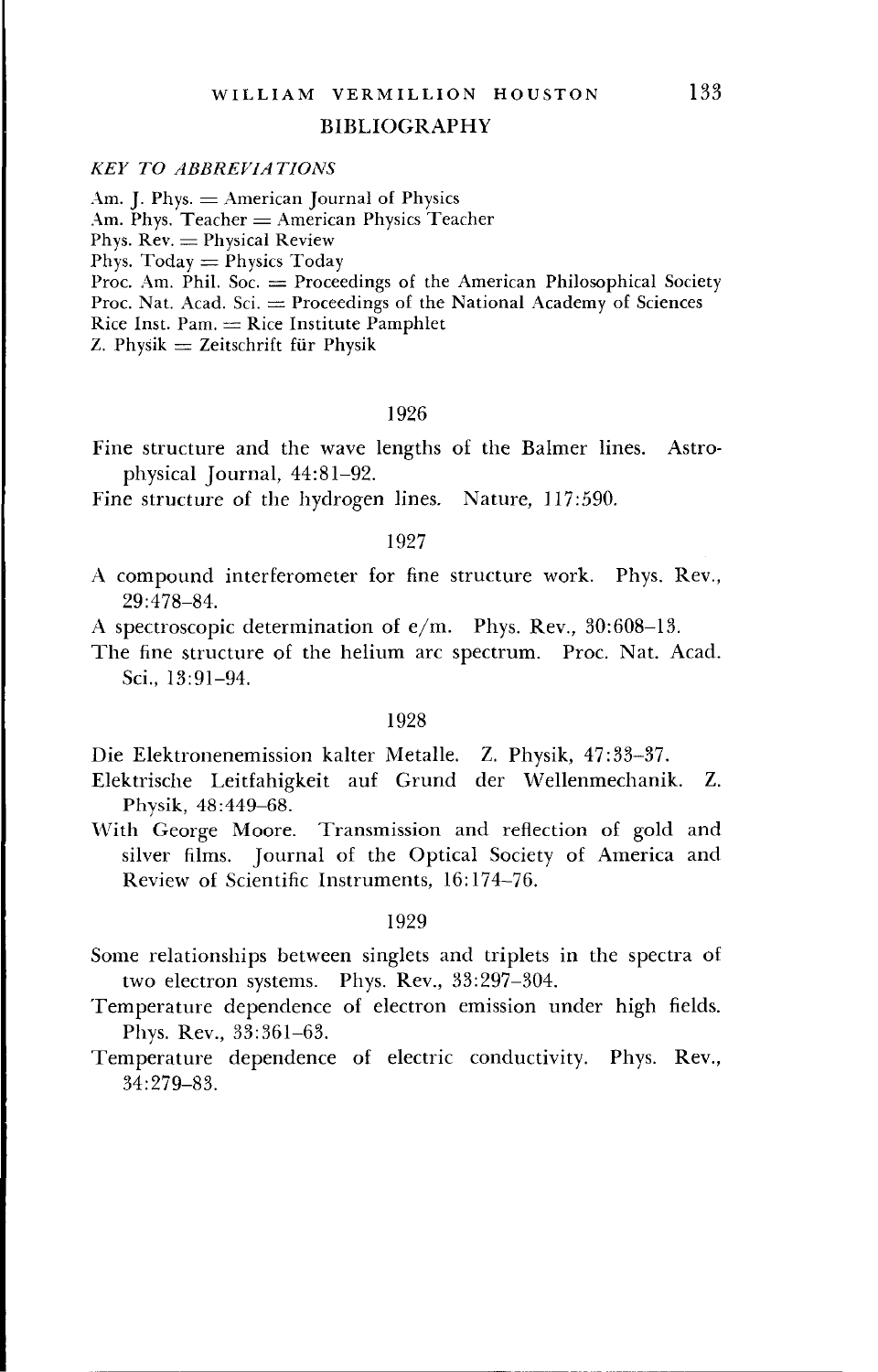## BIBLIOGRAPHY

*KEY TO ABBREVIATIONS*

Am. J. Phys. = American Journal of Physics
Am. Phys. Teacher = American Physics Teacher
Phys. Rev. = Physical Review
Phys. Today = Physics Today
Proc. Am. Phil. Soc. = Proceedings of the American Philosophical Society
Proc. Nat. Acad. Sci. = Proceedings of the National Academy of Sciences
Rice Inst. Pam. = Rice Institute Pamphlet
Z. Physik = Zeitschrift für Physik

### 1926

Fine structure and the wave lengths of the Balmer lines. Astrophysical Journal, 44:81–92.

Fine structure of the hydrogen lines. Nature, 117:590.

### 1927

A compound interferometer for fine structure work. Phys. Rev., 29:478–84.

A spectroscopic determination of e/m. Phys. Rev., 30:608–13.

The fine structure of the helium arc spectrum. Proc. Nat. Acad. Sci., 13:91–94.

### 1928

Die Elektronenemission kalter Metalle. Z. Physik, 47:33–37.

Elektrische Leitfahigkeit auf Grund der Wellenmechanik. Z. Physik, 48:449–68.

With George Moore. Transmission and reflection of gold and silver films. Journal of the Optical Society of America and Review of Scientific Instruments, 16:174–76.

### 1929

Some relationships between singlets and triplets in the spectra of two electron systems. Phys. Rev., 33:297–304.

Temperature dependence of electron emission under high fields. Phys. Rev., 33:361–63.

Temperature dependence of electric conductivity. Phys. Rev., 34:279–83.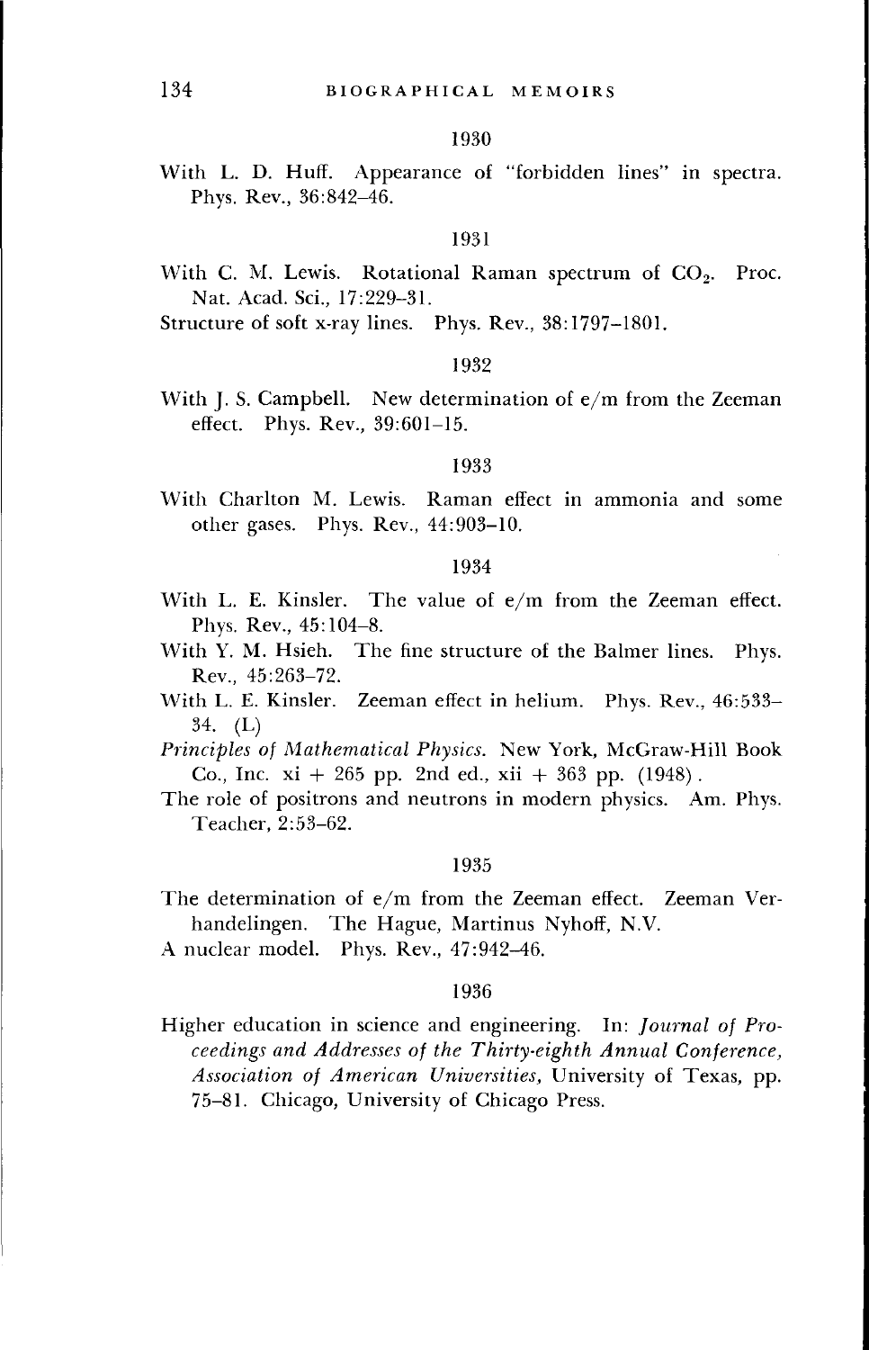1930

With L. D. Huff. Appearance of "forbidden lines" in spectra. Phys. Rev., 36:842–46.

1931

With C. M. Lewis. Rotational Raman spectrum of $CO_2$. Proc. Nat. Acad. Sci., 17:229–31.

Structure of soft x-ray lines. Phys. Rev., 38:1797–1801.

1932

With J. S. Campbell. New determination of e/m from the Zeeman effect. Phys. Rev., 39:601–15.

1933

With Charlton M. Lewis. Raman effect in ammonia and some other gases. Phys. Rev., 44:903–10.

1934

With L. E. Kinsler. The value of e/m from the Zeeman effect. Phys. Rev., 45:104–8.

With Y. M. Hsieh. The fine structure of the Balmer lines. Phys. Rev., 45:263–72.

With L. E. Kinsler. Zeeman effect in helium. Phys. Rev., 46:533–34. (L)

*Principles of Mathematical Physics.* New York, McGraw-Hill Book Co., Inc. xi + 265 pp. 2nd ed., xii + 363 pp. (1948).

The role of positrons and neutrons in modern physics. Am. Phys. Teacher, 2:53–62.

1935

The determination of e/m from the Zeeman effect. Zeeman Verhandelingen. The Hague, Martinus Nyhoff, N.V.

A nuclear model. Phys. Rev., 47:942–46.

1936

Higher education in science and engineering. In: *Journal of Proceedings and Addresses of the Thirty-eighth Annual Conference, Association of American Universities,* University of Texas, pp. 75–81. Chicago, University of Chicago Press.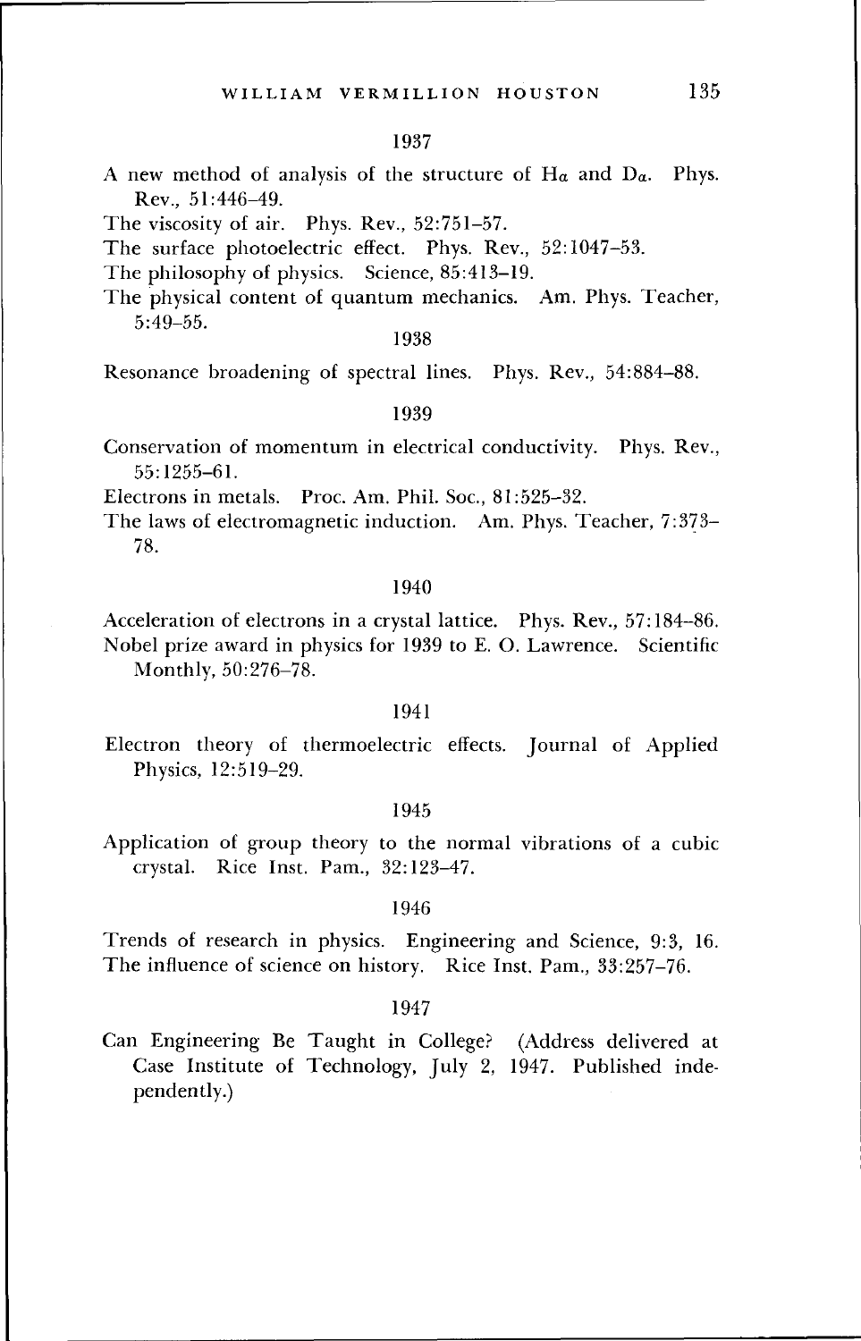1937

A new method of analysis of the structure of H$\alpha$ and D$\alpha$. Phys. Rev., 51:446–49.

The viscosity of air. Phys. Rev., 52:751–57.

The surface photoelectric effect. Phys. Rev., 52:1047–53.

The philosophy of physics. Science, 85:413–19.

The physical content of quantum mechanics. Am. Phys. Teacher, 5:49–55.

1938

Resonance broadening of spectral lines. Phys. Rev., 54:884–88.

1939

Conservation of momentum in electrical conductivity. Phys. Rev., 55:1255–61.

Electrons in metals. Proc. Am. Phil. Soc., 81:525–32.

The laws of electromagnetic induction. Am. Phys. Teacher, 7:373–78.

1940

Acceleration of electrons in a crystal lattice. Phys. Rev., 57:184–86.

Nobel prize award in physics for 1939 to E. O. Lawrence. Scientific Monthly, 50:276–78.

1941

Electron theory of thermoelectric effects. Journal of Applied Physics, 12:519–29.

1945

Application of group theory to the normal vibrations of a cubic crystal. Rice Inst. Pam., 32:123–47.

1946

Trends of research in physics. Engineering and Science, 9:3, 16.

The influence of science on history. Rice Inst. Pam., 33:257–76.

1947

Can Engineering Be Taught in College? (Address delivered at Case Institute of Technology, July 2, 1947. Published independently.)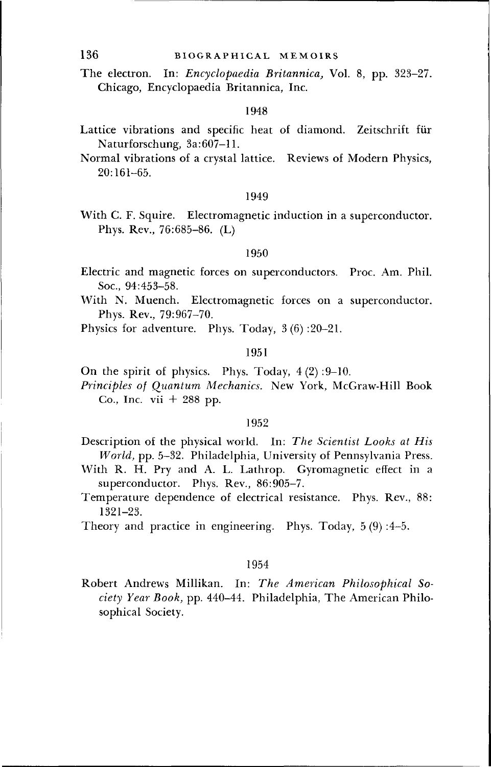The electron. In: *Encyclopaedia Britannica,* Vol. 8, pp. 323–27. Chicago, Encyclopaedia Britannica, Inc.

### 1948

Lattice vibrations and specific heat of diamond. Zeitschrift für Naturforschung, 3a:607–11.

Normal vibrations of a crystal lattice. Reviews of Modern Physics, 20:161–65.

### 1949

With C. F. Squire. Electromagnetic induction in a superconductor. Phys. Rev., 76:685–86. (L)

### 1950

Electric and magnetic forces on superconductors. Proc. Am. Phil. Soc., 94:453–58.

With N. Muench. Electromagnetic forces on a superconductor. Phys. Rev., 79:967–70.

Physics for adventure. Phys. Today, 3 (6) :20–21.

### 1951

On the spirit of physics. Phys. Today, 4 (2) :9–10.

*Principles of Quantum Mechanics.* New York, McGraw-Hill Book Co., Inc. vii + 288 pp.

### 1952

Description of the physical world. In: *The Scientist Looks at His World,* pp. 5–32. Philadelphia, University of Pennsylvania Press.

With R. H. Pry and A. L. Lathrop. Gyromagnetic effect in a superconductor. Phys. Rev., 86:905–7.

Temperature dependence of electrical resistance. Phys. Rev., 88: 1321–23.

Theory and practice in engineering. Phys. Today, 5 (9) :4–5.

### 1954

Robert Andrews Millikan. In: *The American Philosophical Society Year Book,* pp. 440–44. Philadelphia, The American Philosophical Society.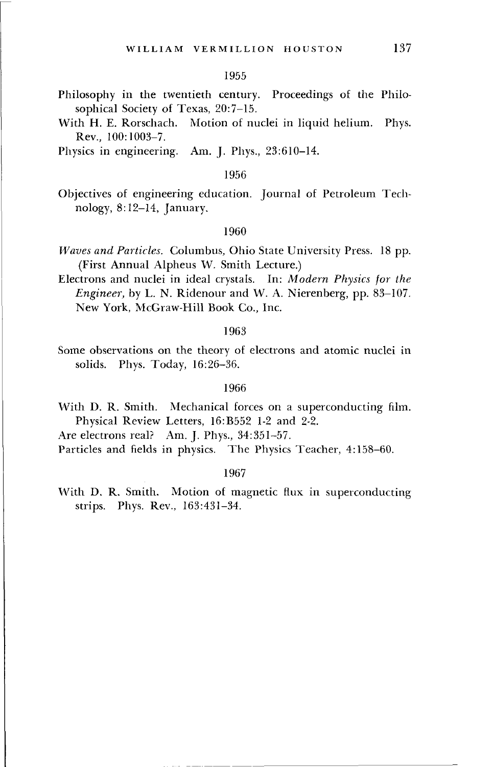1955

Philosophy in the twentieth century. Proceedings of the Philosophical Society of Texas, 20:7–15.

With H. E. Rorschach. Motion of nuclei in liquid helium. Phys. Rev., 100:1003–7.

Physics in engineering. Am. J. Phys., 23:610–14.

1956

Objectives of engineering education. Journal of Petroleum Technology, 8:12–14, January.

1960

*Waves and Particles.* Columbus, Ohio State University Press. 18 pp. (First Annual Alpheus W. Smith Lecture.)

Electrons and nuclei in ideal crystals. In: *Modern Physics for the Engineer,* by L. N. Ridenour and W. A. Nierenberg, pp. 83–107. New York, McGraw-Hill Book Co., Inc.

1963

Some observations on the theory of electrons and atomic nuclei in solids. Phys. Today, 16:26–36.

1966

With D. R. Smith. Mechanical forces on a superconducting film. Physical Review Letters, 16:B552 1-2 and 2-2.

Are electrons real? Am. J. Phys., 34:351–57.

Particles and fields in physics. The Physics Teacher, 4:158–60.

1967

With D. R. Smith. Motion of magnetic flux in superconducting strips. Phys. Rev., 163:431–34.